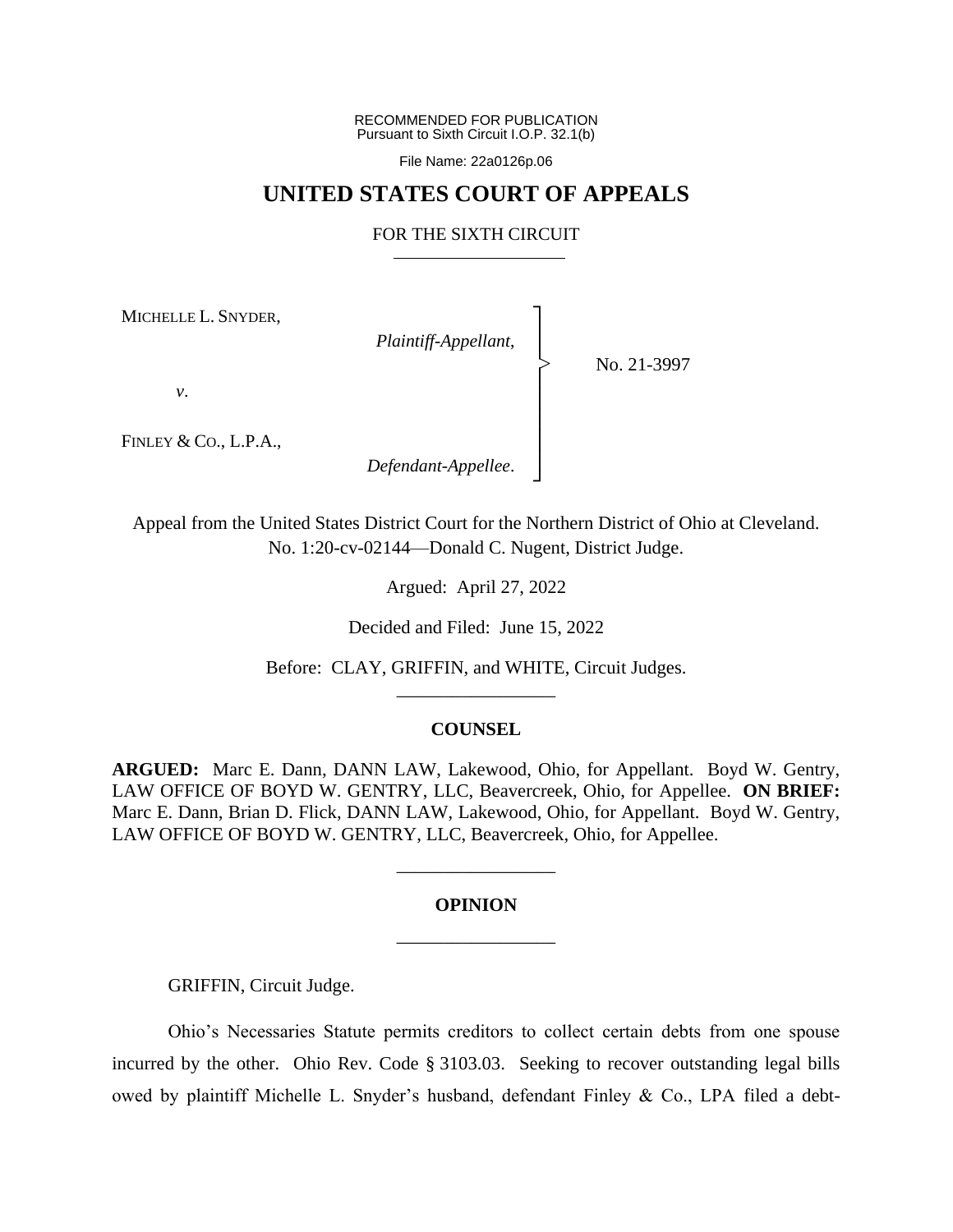RECOMMENDED FOR PUBLICATION
Pursuant to Sixth Circuit I.O.P. 32.1(b)

File Name: 22a0126p.06

# UNITED STATES COURT OF APPEALS

## FOR THE SIXTH CIRCUIT

MICHELLE L. SNYDER,

*Plaintiff-Appellant*,

*v*.

FINLEY & CO., L.P.A.,

*Defendant-Appellee*.

No. 21-3997

Appeal from the United States District Court for the Northern District of Ohio at Cleveland.
No. 1:20-cv-02144—Donald C. Nugent, District Judge.

Argued: April 27, 2022

Decided and Filed: June 15, 2022

Before: CLAY, GRIFFIN, and WHITE, Circuit Judges.

## COUNSEL

**ARGUED:** Marc E. Dann, DANN LAW, Lakewood, Ohio, for Appellant. Boyd W. Gentry, LAW OFFICE OF BOYD W. GENTRY, LLC, Beavercreek, Ohio, for Appellee. **ON BRIEF:** Marc E. Dann, Brian D. Flick, DANN LAW, Lakewood, Ohio, for Appellant. Boyd W. Gentry, LAW OFFICE OF BOYD W. GENTRY, LLC, Beavercreek, Ohio, for Appellee.

## OPINION

GRIFFIN, Circuit Judge.

Ohio's Necessaries Statute permits creditors to collect certain debts from one spouse incurred by the other. Ohio Rev. Code § 3103.03. Seeking to recover outstanding legal bills owed by plaintiff Michelle L. Snyder's husband, defendant Finley & Co., LPA filed a debt-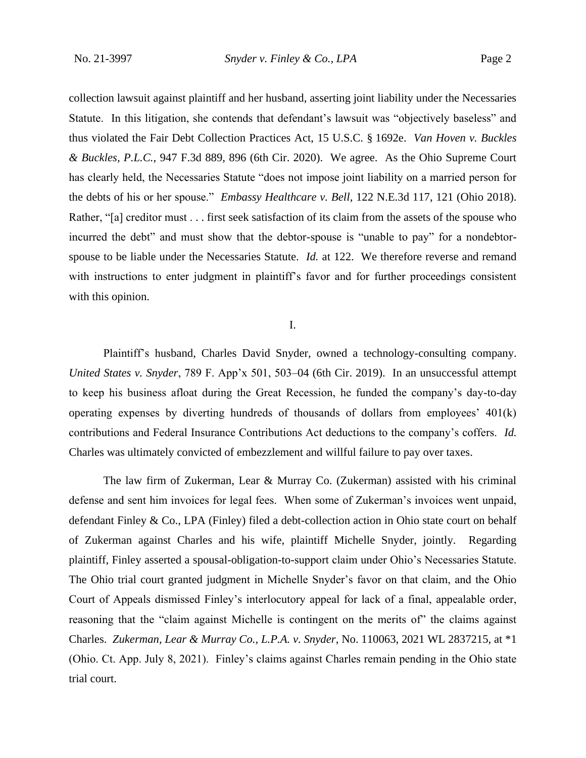collection lawsuit against plaintiff and her husband, asserting joint liability under the Necessaries Statute. In this litigation, she contends that defendant's lawsuit was "objectively baseless" and thus violated the Fair Debt Collection Practices Act, 15 U.S.C. § 1692e. *Van Hoven v. Buckles & Buckles, P.L.C.*, 947 F.3d 889, 896 (6th Cir. 2020). We agree. As the Ohio Supreme Court has clearly held, the Necessaries Statute "does not impose joint liability on a married person for the debts of his or her spouse." *Embassy Healthcare v. Bell*, 122 N.E.3d 117, 121 (Ohio 2018). Rather, "[a] creditor must . . . first seek satisfaction of its claim from the assets of the spouse who incurred the debt" and must show that the debtor-spouse is "unable to pay" for a nondebtor-spouse to be liable under the Necessaries Statute. *Id.* at 122. We therefore reverse and remand with instructions to enter judgment in plaintiff's favor and for further proceedings consistent with this opinion.

## I.

Plaintiff's husband, Charles David Snyder, owned a technology-consulting company. *United States v. Snyder*, 789 F. App'x 501, 503–04 (6th Cir. 2019). In an unsuccessful attempt to keep his business afloat during the Great Recession, he funded the company's day-to-day operating expenses by diverting hundreds of thousands of dollars from employees' 401(k) contributions and Federal Insurance Contributions Act deductions to the company's coffers. *Id.* Charles was ultimately convicted of embezzlement and willful failure to pay over taxes.

The law firm of Zukerman, Lear & Murray Co. (Zukerman) assisted with his criminal defense and sent him invoices for legal fees. When some of Zukerman's invoices went unpaid, defendant Finley & Co., LPA (Finley) filed a debt-collection action in Ohio state court on behalf of Zukerman against Charles and his wife, plaintiff Michelle Snyder, jointly. Regarding plaintiff, Finley asserted a spousal-obligation-to-support claim under Ohio's Necessaries Statute. The Ohio trial court granted judgment in Michelle Snyder's favor on that claim, and the Ohio Court of Appeals dismissed Finley's interlocutory appeal for lack of a final, appealable order, reasoning that the "claim against Michelle is contingent on the merits of" the claims against Charles. *Zukerman, Lear & Murray Co., L.P.A. v. Snyder*, No. 110063, 2021 WL 2837215, at \*1 (Ohio. Ct. App. July 8, 2021). Finley's claims against Charles remain pending in the Ohio state trial court.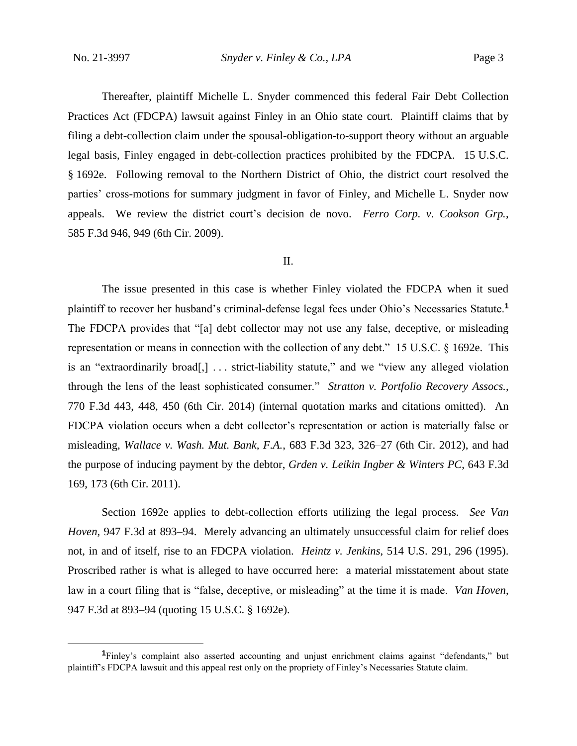Thereafter, plaintiff Michelle L. Snyder commenced this federal Fair Debt Collection Practices Act (FDCPA) lawsuit against Finley in an Ohio state court. Plaintiff claims that by filing a debt-collection claim under the spousal-obligation-to-support theory without an arguable legal basis, Finley engaged in debt-collection practices prohibited by the FDCPA. 15 U.S.C. § 1692e. Following removal to the Northern District of Ohio, the district court resolved the parties' cross-motions for summary judgment in favor of Finley, and Michelle L. Snyder now appeals. We review the district court's decision de novo. *Ferro Corp. v. Cookson Grp.*, 585 F.3d 946, 949 (6th Cir. 2009).

## II.

The issue presented in this case is whether Finley violated the FDCPA when it sued plaintiff to recover her husband's criminal-defense legal fees under Ohio's Necessaries Statute.[1] The FDCPA provides that "[a] debt collector may not use any false, deceptive, or misleading representation or means in connection with the collection of any debt." 15 U.S.C. § 1692e. This is an "extraordinarily broad[,] . . . strict-liability statute," and we "view any alleged violation through the lens of the least sophisticated consumer." *Stratton v. Portfolio Recovery Assocs.*, 770 F.3d 443, 448, 450 (6th Cir. 2014) (internal quotation marks and citations omitted). An FDCPA violation occurs when a debt collector's representation or action is materially false or misleading, *Wallace v. Wash. Mut. Bank, F.A.*, 683 F.3d 323, 326–27 (6th Cir. 2012), and had the purpose of inducing payment by the debtor, *Grden v. Leikin Ingber & Winters PC*, 643 F.3d 169, 173 (6th Cir. 2011).

Section 1692e applies to debt-collection efforts utilizing the legal process. *See Van Hoven*, 947 F.3d at 893–94. Merely advancing an ultimately unsuccessful claim for relief does not, in and of itself, rise to an FDCPA violation. *Heintz v. Jenkins*, 514 U.S. 291, 296 (1995). Proscribed rather is what is alleged to have occurred here: a material misstatement about state law in a court filing that is "false, deceptive, or misleading" at the time it is made. *Van Hoven*, 947 F.3d at 893–94 (quoting 15 U.S.C. § 1692e).

---

[1] Finley's complaint also asserted accounting and unjust enrichment claims against "defendants," but plaintiff's FDCPA lawsuit and this appeal rest only on the propriety of Finley's Necessaries Statute claim.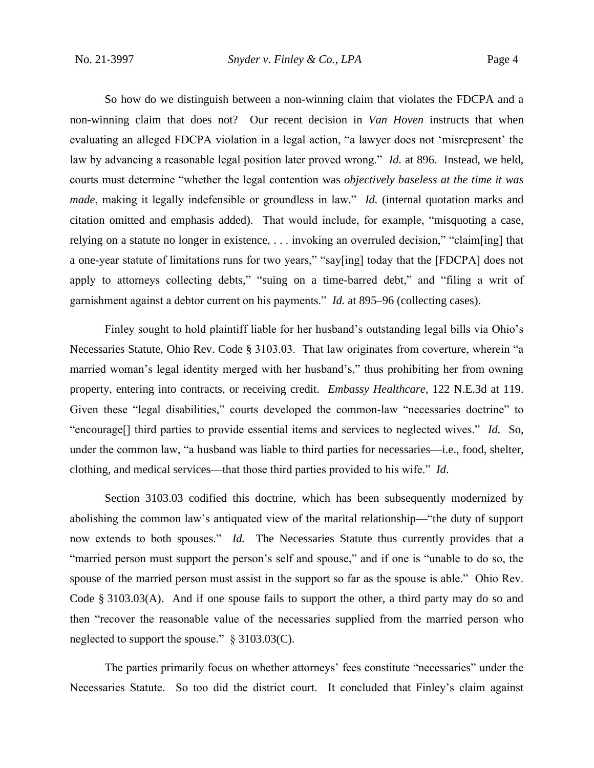So how do we distinguish between a non-winning claim that violates the FDCPA and a non-winning claim that does not? Our recent decision in *Van Hoven* instructs that when evaluating an alleged FDCPA violation in a legal action, "a lawyer does not 'misrepresent' the law by advancing a reasonable legal position later proved wrong." *Id.* at 896. Instead, we held, courts must determine "whether the legal contention was *objectively baseless at the time it was made*, making it legally indefensible or groundless in law." *Id.* (internal quotation marks and citation omitted and emphasis added). That would include, for example, "misquoting a case, relying on a statute no longer in existence, . . . invoking an overruled decision," "claim[ing] that a one-year statute of limitations runs for two years," "say[ing] today that the [FDCPA] does not apply to attorneys collecting debts," "suing on a time-barred debt," and "filing a writ of garnishment against a debtor current on his payments." *Id.* at 895–96 (collecting cases).

Finley sought to hold plaintiff liable for her husband's outstanding legal bills via Ohio's Necessaries Statute, Ohio Rev. Code § 3103.03. That law originates from coverture, wherein "a married woman's legal identity merged with her husband's," thus prohibiting her from owning property, entering into contracts, or receiving credit. *Embassy Healthcare*, 122 N.E.3d at 119. Given these "legal disabilities," courts developed the common-law "necessaries doctrine" to "encourage[] third parties to provide essential items and services to neglected wives." *Id.* So, under the common law, "a husband was liable to third parties for necessaries—i.e., food, shelter, clothing, and medical services—that those third parties provided to his wife." *Id*.

Section 3103.03 codified this doctrine, which has been subsequently modernized by abolishing the common law's antiquated view of the marital relationship—"the duty of support now extends to both spouses." *Id.* The Necessaries Statute thus currently provides that a "married person must support the person's self and spouse," and if one is "unable to do so, the spouse of the married person must assist in the support so far as the spouse is able." Ohio Rev. Code § 3103.03(A). And if one spouse fails to support the other, a third party may do so and then "recover the reasonable value of the necessaries supplied from the married person who neglected to support the spouse." § 3103.03(C).

The parties primarily focus on whether attorneys' fees constitute "necessaries" under the Necessaries Statute. So too did the district court. It concluded that Finley's claim against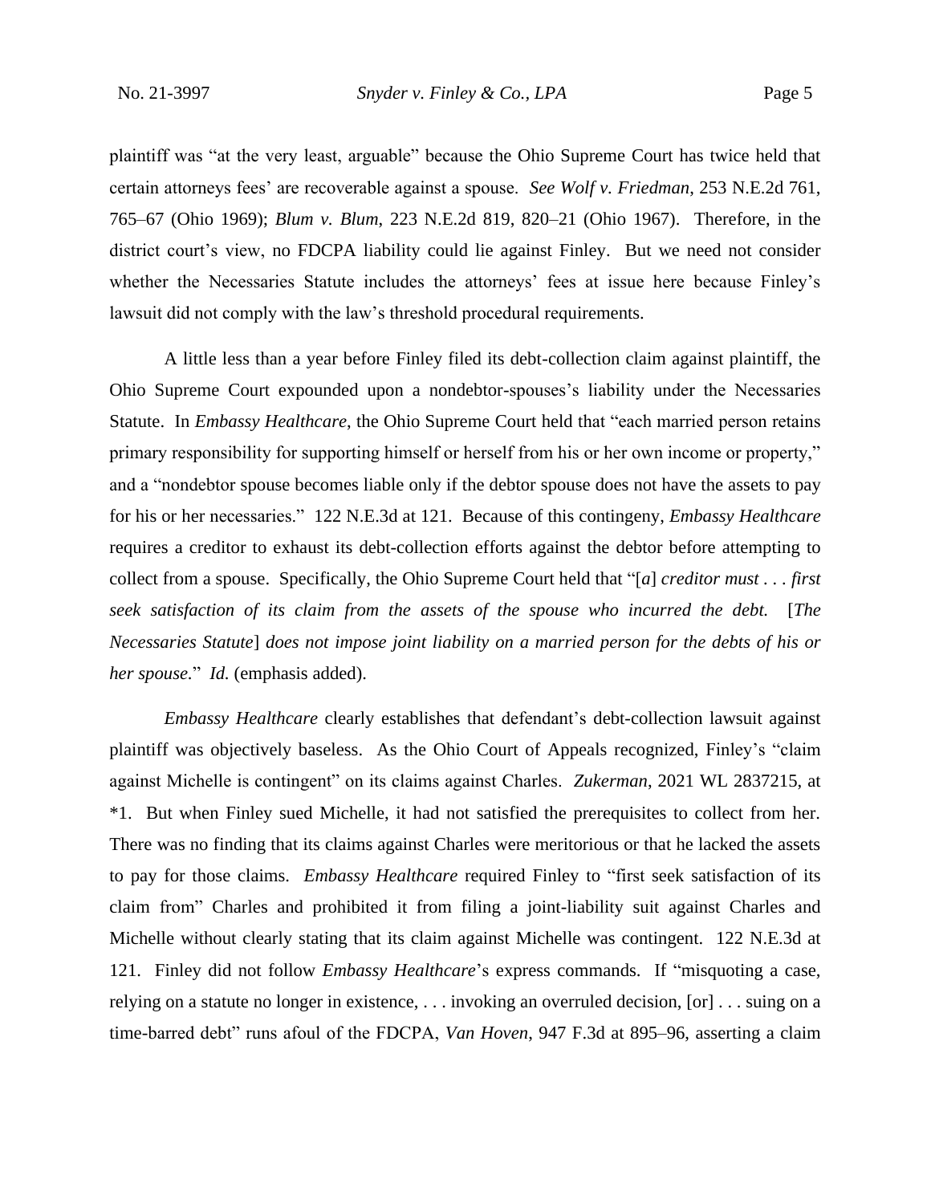plaintiff was "at the very least, arguable" because the Ohio Supreme Court has twice held that certain attorneys fees' are recoverable against a spouse. *See Wolf v. Friedman*, 253 N.E.2d 761, 765–67 (Ohio 1969); *Blum v. Blum*, 223 N.E.2d 819, 820–21 (Ohio 1967). Therefore, in the district court's view, no FDCPA liability could lie against Finley. But we need not consider whether the Necessaries Statute includes the attorneys' fees at issue here because Finley's lawsuit did not comply with the law's threshold procedural requirements.

A little less than a year before Finley filed its debt-collection claim against plaintiff, the Ohio Supreme Court expounded upon a nondebtor-spouses's liability under the Necessaries Statute. In *Embassy Healthcare*, the Ohio Supreme Court held that "each married person retains primary responsibility for supporting himself or herself from his or her own income or property," and a "nondebtor spouse becomes liable only if the debtor spouse does not have the assets to pay for his or her necessaries." 122 N.E.3d at 121. Because of this contingeny, *Embassy Healthcare* requires a creditor to exhaust its debt-collection efforts against the debtor before attempting to collect from a spouse. Specifically, the Ohio Supreme Court held that "[*a*] *creditor must . . . first seek satisfaction of its claim from the assets of the spouse who incurred the debt.* [*The Necessaries Statute*] *does not impose joint liability on a married person for the debts of his or her spouse.*" *Id.* (emphasis added).

*Embassy Healthcare* clearly establishes that defendant's debt-collection lawsuit against plaintiff was objectively baseless. As the Ohio Court of Appeals recognized, Finley's "claim against Michelle is contingent" on its claims against Charles. *Zukerman*, 2021 WL 2837215, at \*1. But when Finley sued Michelle, it had not satisfied the prerequisites to collect from her. There was no finding that its claims against Charles were meritorious or that he lacked the assets to pay for those claims. *Embassy Healthcare* required Finley to "first seek satisfaction of its claim from" Charles and prohibited it from filing a joint-liability suit against Charles and Michelle without clearly stating that its claim against Michelle was contingent. 122 N.E.3d at 121. Finley did not follow *Embassy Healthcare*'s express commands. If "misquoting a case, relying on a statute no longer in existence, . . . invoking an overruled decision, [or] . . . suing on a time-barred debt" runs afoul of the FDCPA, *Van Hoven*, 947 F.3d at 895–96, asserting a claim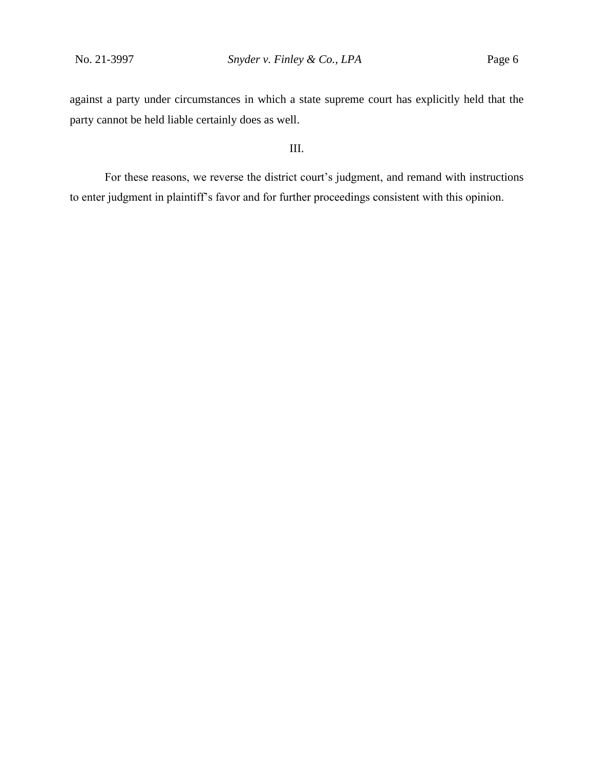against a party under circumstances in which a state supreme court has explicitly held that the party cannot be held liable certainly does as well.

## III.

For these reasons, we reverse the district court's judgment, and remand with instructions to enter judgment in plaintiff's favor and for further proceedings consistent with this opinion.